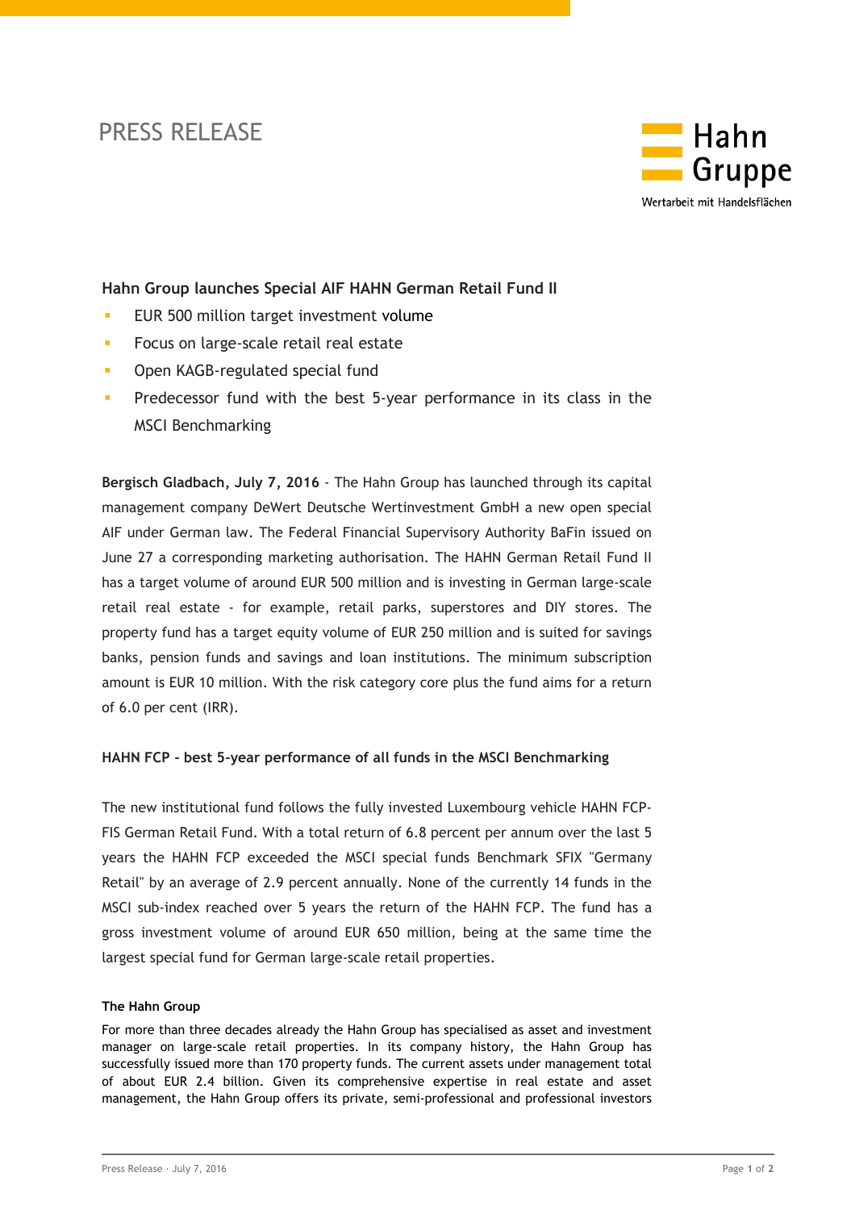# PRESS RELEASE

Hahn Gruppe

Wertarbeit mit Handelsflächen

## Hahn Group launches Special AIF HAHN German Retail Fund II

- EUR 500 million target investment volume
- Focus on large-scale retail real estate
- Open KAGB-regulated special fund
- Predecessor fund with the best 5-year performance in its class in the MSCI Benchmarking

**Bergisch Gladbach, July 7, 2016** - The Hahn Group has launched through its capital management company DeWert Deutsche Wertinvestment GmbH a new open special AIF under German law. The Federal Financial Supervisory Authority BaFin issued on June 27 a corresponding marketing authorisation. The HAHN German Retail Fund II has a target volume of around EUR 500 million and is investing in German large-scale retail real estate - for example, retail parks, superstores and DIY stores. The property fund has a target equity volume of EUR 250 million and is suited for savings banks, pension funds and savings and loan institutions. The minimum subscription amount is EUR 10 million. With the risk category core plus the fund aims for a return of 6.0 per cent (IRR).

**HAHN FCP - best 5-year performance of all funds in the MSCI Benchmarking**

The new institutional fund follows the fully invested Luxembourg vehicle HAHN FCP-FIS German Retail Fund. With a total return of 6.8 percent per annum over the last 5 years the HAHN FCP exceeded the MSCI special funds Benchmark SFIX "Germany Retail" by an average of 2.9 percent annually. None of the currently 14 funds in the MSCI sub-index reached over 5 years the return of the HAHN FCP. The fund has a gross investment volume of around EUR 650 million, being at the same time the largest special fund for German large-scale retail properties.

**The Hahn Group**

For more than three decades already the Hahn Group has specialised as asset and investment manager on large-scale retail properties. In its company history, the Hahn Group has successfully issued more than 170 property funds. The current assets under management total of about EUR 2.4 billion. Given its comprehensive expertise in real estate and asset management, the Hahn Group offers its private, semi-professional and professional investors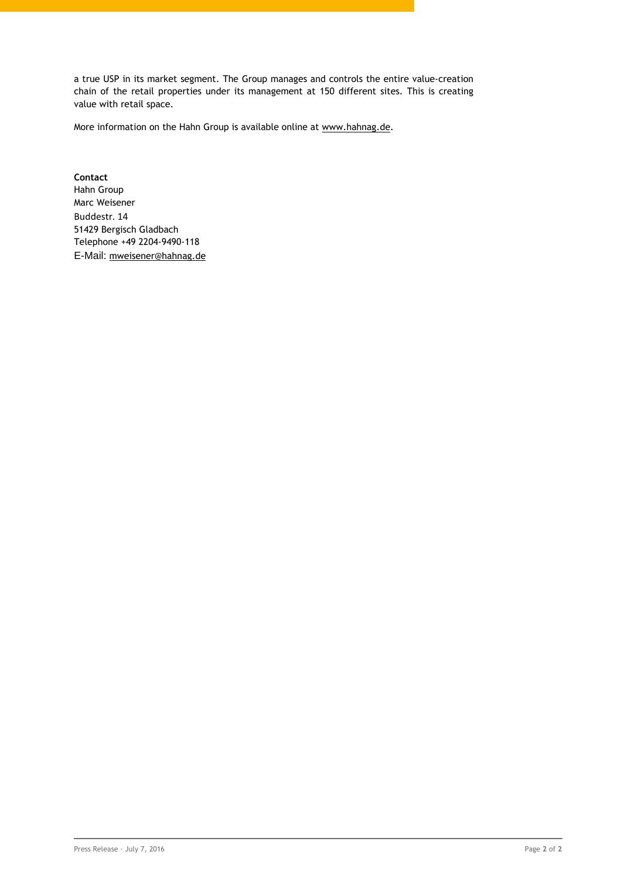a true USP in its market segment. The Group manages and controls the entire value-creation chain of the retail properties under its management at 150 different sites. This is creating value with retail space.

More information on the Hahn Group is available online at www.hahnag.de.

**Contact**
Hahn Group
Marc Weisener
Buddestr. 14
51429 Bergisch Gladbach
Telephone +49 2204-9490-118
E-Mail: mweisener@hahnag.de